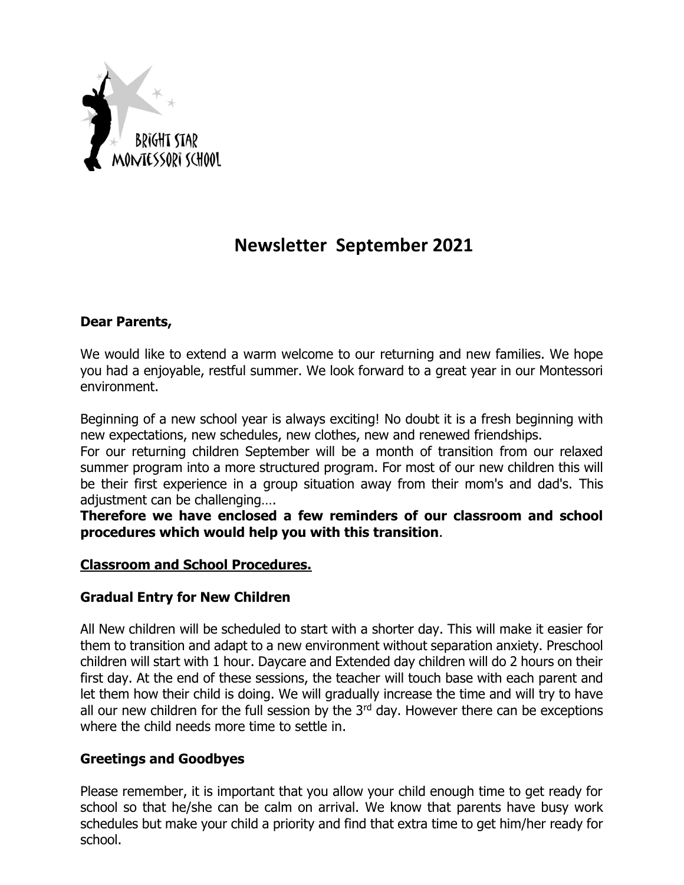BRIGHT STAR MONTESSORI SCHOOL

# Newsletter September 2021

**Dear Parents,**

We would like to extend a warm welcome to our returning and new families. We hope you had a enjoyable, restful summer. We look forward to a great year in our Montessori environment.

Beginning of a new school year is always exciting! No doubt it is a fresh beginning with new expectations, new schedules, new clothes, new and renewed friendships.
For our returning children September will be a month of transition from our relaxed summer program into a more structured program. For most of our new children this will be their first experience in a group situation away from their mom's and dad's. This adjustment can be challenging….
**Therefore we have enclosed a few reminders of our classroom and school procedures which would help you with this transition**.

## Classroom and School Procedures.

### Gradual Entry for New Children

All New children will be scheduled to start with a shorter day. This will make it easier for them to transition and adapt to a new environment without separation anxiety. Preschool children will start with 1 hour. Daycare and Extended day children will do 2 hours on their first day. At the end of these sessions, the teacher will touch base with each parent and let them how their child is doing. We will gradually increase the time and will try to have all our new children for the full session by the 3rd day. However there can be exceptions where the child needs more time to settle in.

### Greetings and Goodbyes

Please remember, it is important that you allow your child enough time to get ready for school so that he/she can be calm on arrival. We know that parents have busy work schedules but make your child a priority and find that extra time to get him/her ready for school.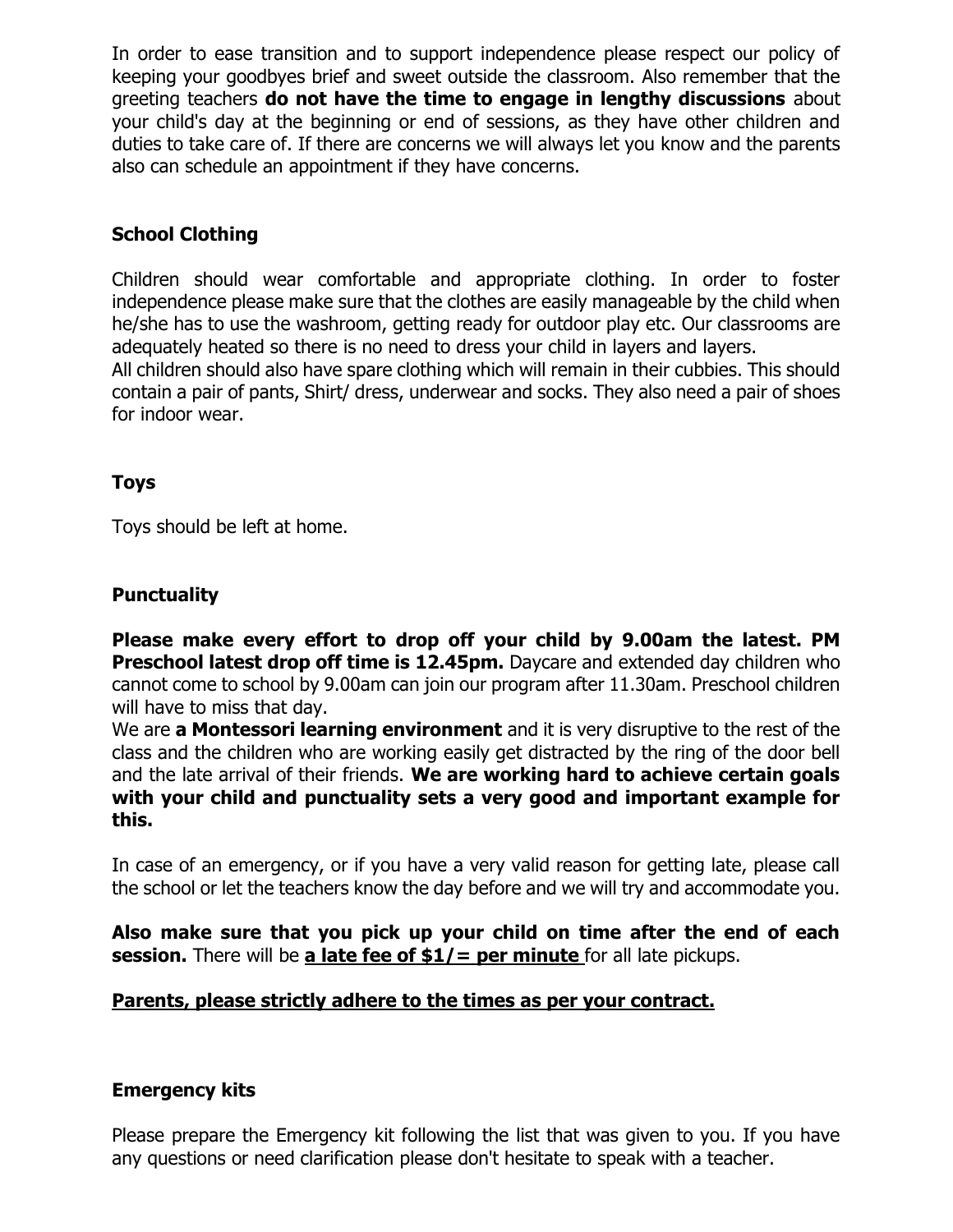In order to ease transition and to support independence please respect our policy of keeping your goodbyes brief and sweet outside the classroom. Also remember that the greeting teachers **do not have the time to engage in lengthy discussions** about your child's day at the beginning or end of sessions, as they have other children and duties to take care of. If there are concerns we will always let you know and the parents also can schedule an appointment if they have concerns.

## School Clothing

Children should wear comfortable and appropriate clothing. In order to foster independence please make sure that the clothes are easily manageable by the child when he/she has to use the washroom, getting ready for outdoor play etc. Our classrooms are adequately heated so there is no need to dress your child in layers and layers.
All children should also have spare clothing which will remain in their cubbies. This should contain a pair of pants, Shirt/ dress, underwear and socks. They also need a pair of shoes for indoor wear.

## Toys

Toys should be left at home.

## Punctuality

**Please make every effort to drop off your child by 9.00am the latest. PM Preschool latest drop off time is 12.45pm.** Daycare and extended day children who cannot come to school by 9.00am can join our program after 11.30am. Preschool children will have to miss that day.
We are **a Montessori learning environment** and it is very disruptive to the rest of the class and the children who are working easily get distracted by the ring of the door bell and the late arrival of their friends. **We are working hard to achieve certain goals with your child and punctuality sets a very good and important example for this.**

In case of an emergency, or if you have a very valid reason for getting late, please call the school or let the teachers know the day before and we will try and accommodate you.

**Also make sure that you pick up your child on time after the end of each session.** There will be **a late fee of $1/= per minute** for all late pickups.

**Parents, please strictly adhere to the times as per your contract.**

## Emergency kits

Please prepare the Emergency kit following the list that was given to you. If you have any questions or need clarification please don't hesitate to speak with a teacher.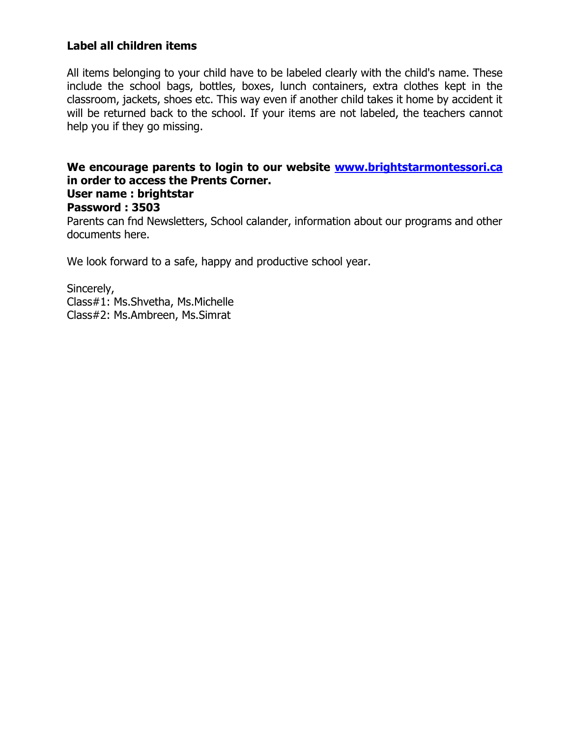**Label all children items**

All items belonging to your child have to be labeled clearly with the child's name. These include the school bags, bottles, boxes, lunch containers, extra clothes kept in the classroom, jackets, shoes etc. This way even if another child takes it home by accident it will be returned back to the school. If your items are not labeled, the teachers cannot help you if they go missing.

**We encourage parents to login to our website [www.brightstarmontessori.ca](http://www.brightstarmontessori.ca) in order to access the Prents Corner.**
**User name : brightstar**
**Password : 3503**
Parents can fnd Newsletters, School calander, information about our programs and other documents here.

We look forward to a safe, happy and productive school year.

Sincerely,
Class#1: Ms.Shvetha, Ms.Michelle
Class#2: Ms.Ambreen, Ms.Simrat